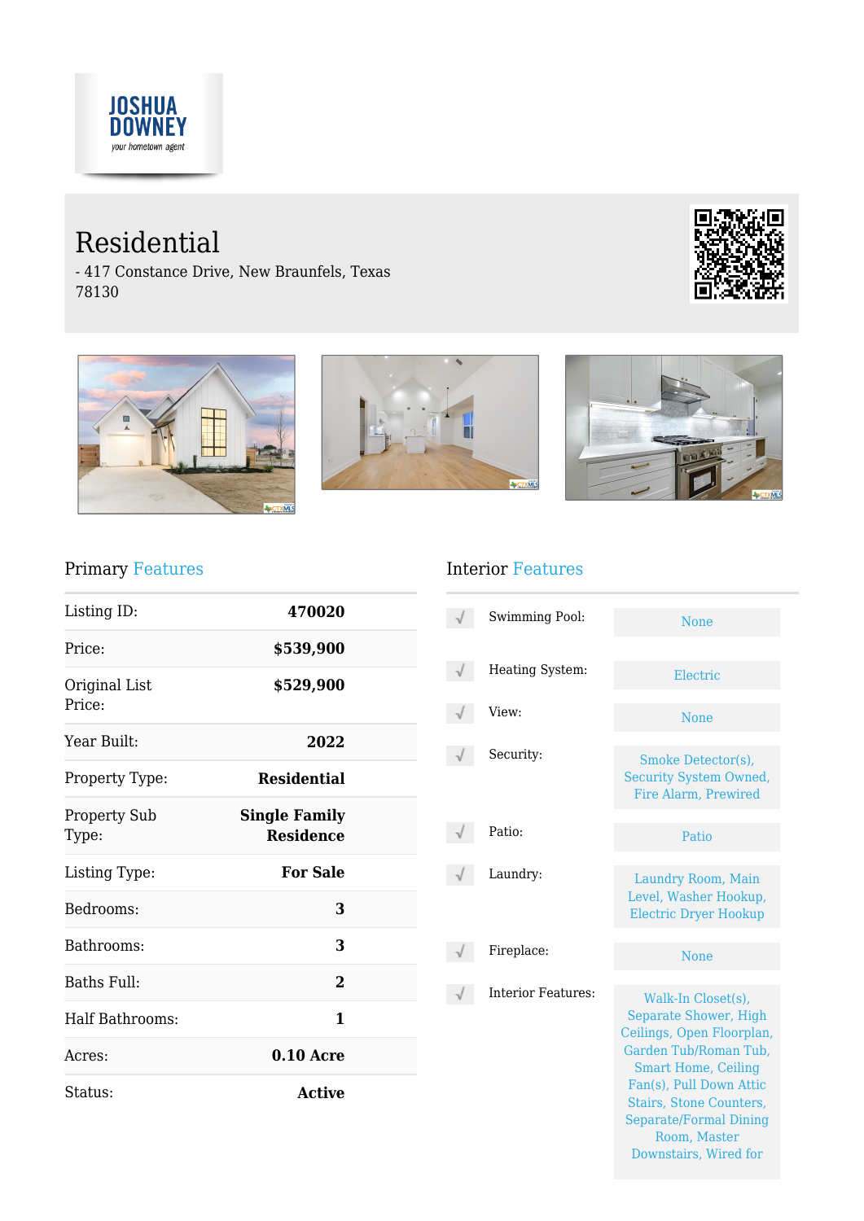JOSHUA DOWNEY
*your hometown agent*

# Residential

- 417 Constance Drive, New Braunfels, Texas 78130

## Primary Features

| | |
|---|---|
| Listing ID: | **470020** |
| Price: | **$539,900** |
| Original List Price: | **$529,900** |
| Year Built: | **2022** |
| Property Type: | **Residential** |
| Property Sub Type: | **Single Family Residence** |
| Listing Type: | **For Sale** |
| Bedrooms: | **3** |
| Bathrooms: | **3** |
| Baths Full: | **2** |
| Half Bathrooms: | **1** |
| Acres: | **0.10 Acre** |
| Status: | **Active** |

## Interior Features

| | |
|---|---|
| Swimming Pool: | None |
| Heating System: | Electric |
| View: | None |
| Security: | Smoke Detector(s), Security System Owned, Fire Alarm, Prewired |
| Patio: | Patio |
| Laundry: | Laundry Room, Main Level, Washer Hookup, Electric Dryer Hookup |
| Fireplace: | None |
| Interior Features: | Walk-In Closet(s), Separate Shower, High Ceilings, Open Floorplan, Garden Tub/Roman Tub, Smart Home, Ceiling Fan(s), Pull Down Attic Stairs, Stone Counters, Separate/Formal Dining Room, Master Downstairs, Wired for |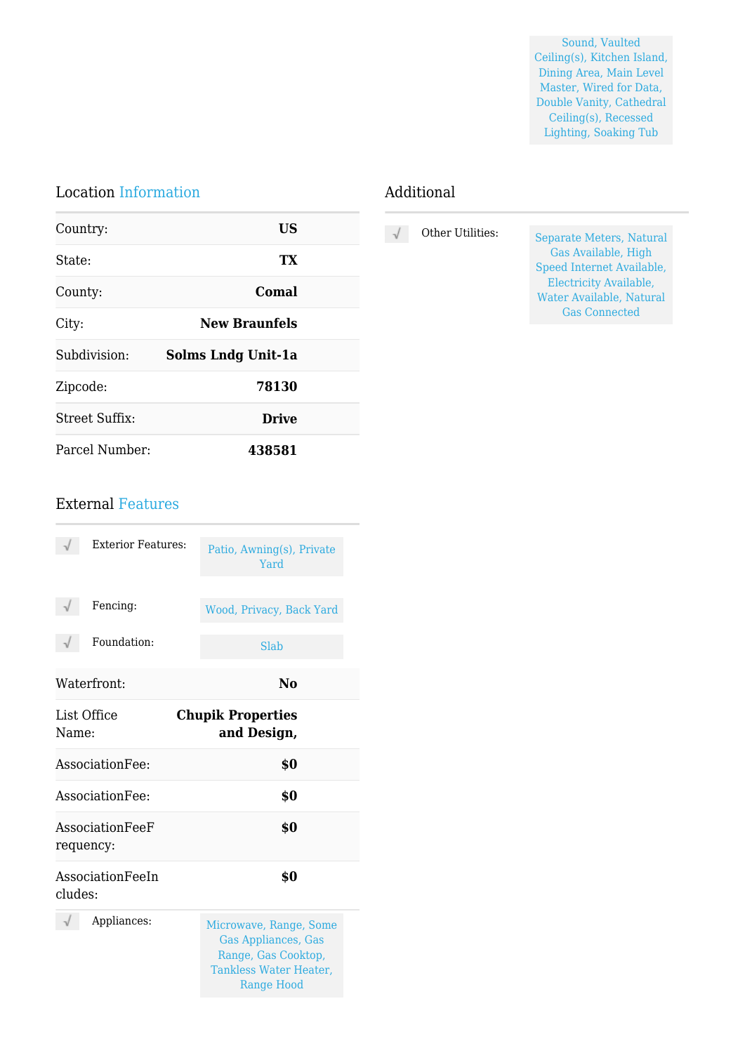Sound, Vaulted Ceiling(s), Kitchen Island, Dining Area, Main Level Master, Wired for Data, Double Vanity, Cathedral Ceiling(s), Recessed Lighting, Soaking Tub

## Location Information

| | |
|---|---|
| Country: | **US** |
| State: | **TX** |
| County: | **Comal** |
| City: | **New Braunfels** |
| Subdivision: | **Solms Lndg Unit-1a** |
| Zipcode: | **78130** |
| Street Suffix: | **Drive** |
| Parcel Number: | **438581** |

## External Features

- Exterior Features: Patio, Awning(s), Private Yard
- Fencing: Wood, Privacy, Back Yard
- Foundation: Slab

| | |
|---|---|
| Waterfront: | **No** |
| List Office Name: | **Chupik Properties and Design,** |
| AssociationFee: | **$0** |
| AssociationFee: | **$0** |
| AssociationFeeFrequency: | **$0** |
| AssociationFeeIncludes: | **$0** |

- Appliances: Microwave, Range, Some Gas Appliances, Gas Range, Gas Cooktop, Tankless Water Heater, Range Hood

## Additional

- Other Utilities: Separate Meters, Natural Gas Available, High Speed Internet Available, Electricity Available, Water Available, Natural Gas Connected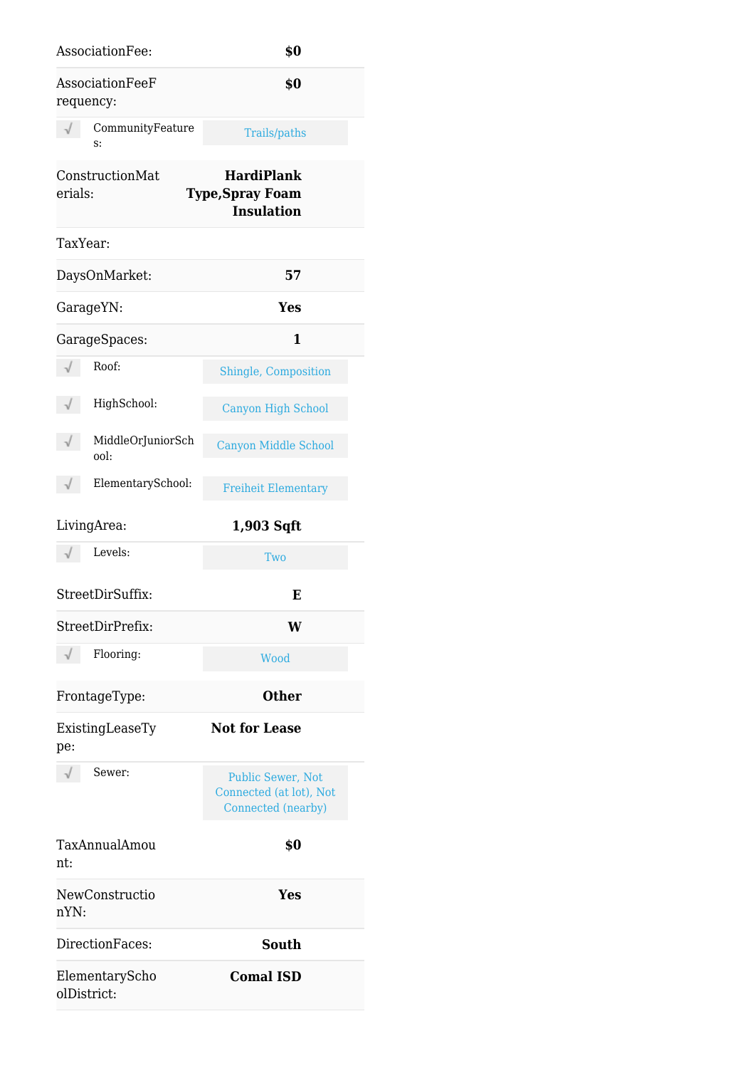| | |
|---|---|
| AssociationFee: | **$0** |
| AssociationFeeFrequency: | **$0** |
| √ CommunityFeatures: | Trails/paths |
| ConstructionMaterials: | **HardiPlank Type,Spray Foam Insulation** |
| TaxYear: | |
| DaysOnMarket: | **57** |
| GarageYN: | **Yes** |
| GarageSpaces: | **1** |
| √ Roof: | Shingle, Composition |
| √ HighSchool: | Canyon High School |
| √ MiddleOrJuniorSchool: | Canyon Middle School |
| √ ElementarySchool: | Freiheit Elementary |
| LivingArea: | **1,903 Sqft** |
| √ Levels: | Two |
| StreetDirSuffix: | **E** |
| StreetDirPrefix: | **W** |
| √ Flooring: | Wood |
| FrontageType: | **Other** |
| ExistingLeaseType: | **Not for Lease** |
| √ Sewer: | Public Sewer, Not Connected (at lot), Not Connected (nearby) |
| TaxAnnualAmount: | **$0** |
| NewConstructionYN: | **Yes** |
| DirectionFaces: | **South** |
| ElementarySchoolDistrict: | **Comal ISD** |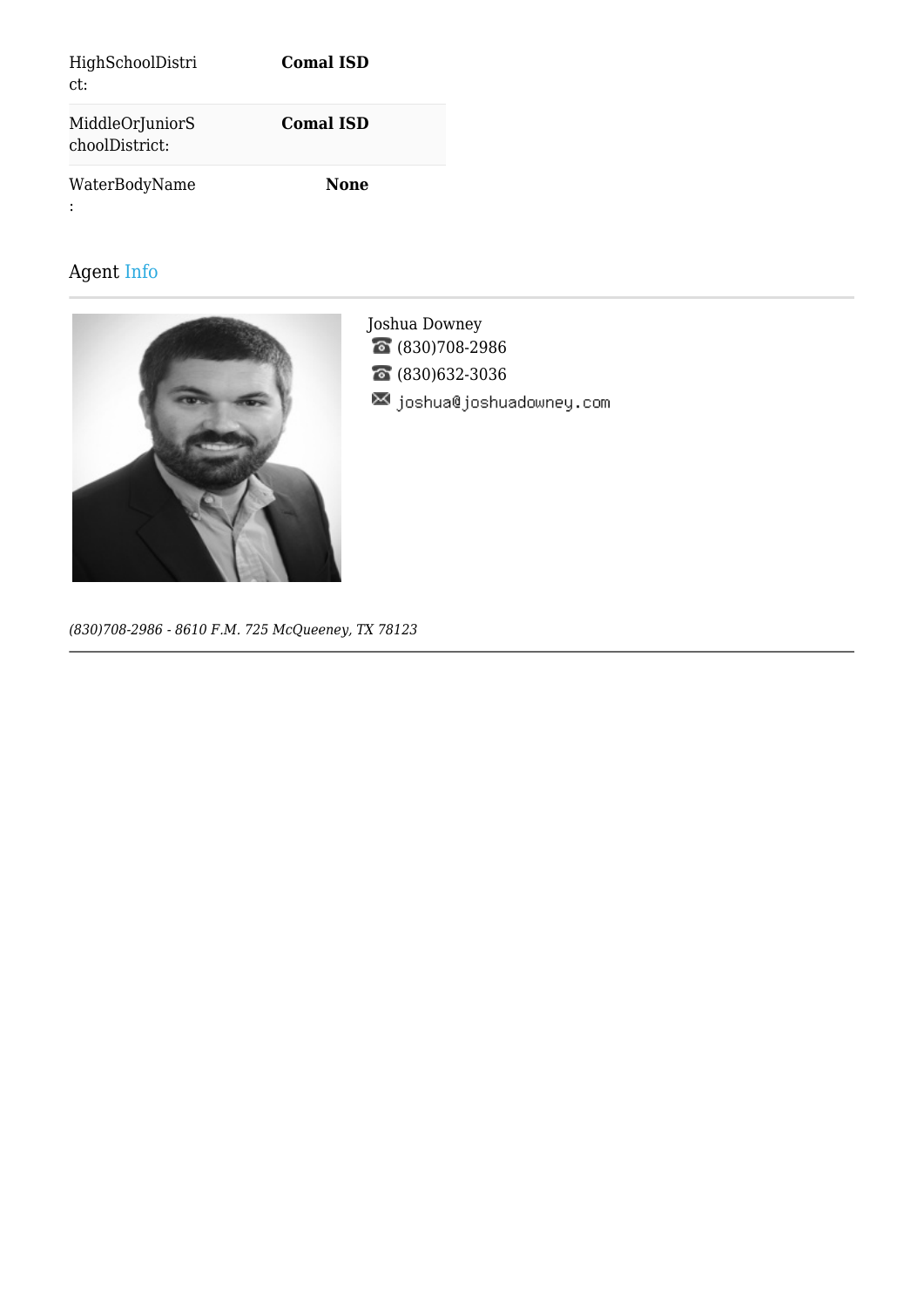| | |
|---|---|
| HighSchoolDistrict: | **Comal ISD** |
| MiddleOrJuniorSchoolDistrict: | **Comal ISD** |
| WaterBodyName: | **None** |

## Agent Info

Joshua Downey
(830)708-2986
(830)632-3036
joshua@joshuadowney.com

*(830)708-2986 - 8610 F.M. 725 McQueeney, TX 78123*